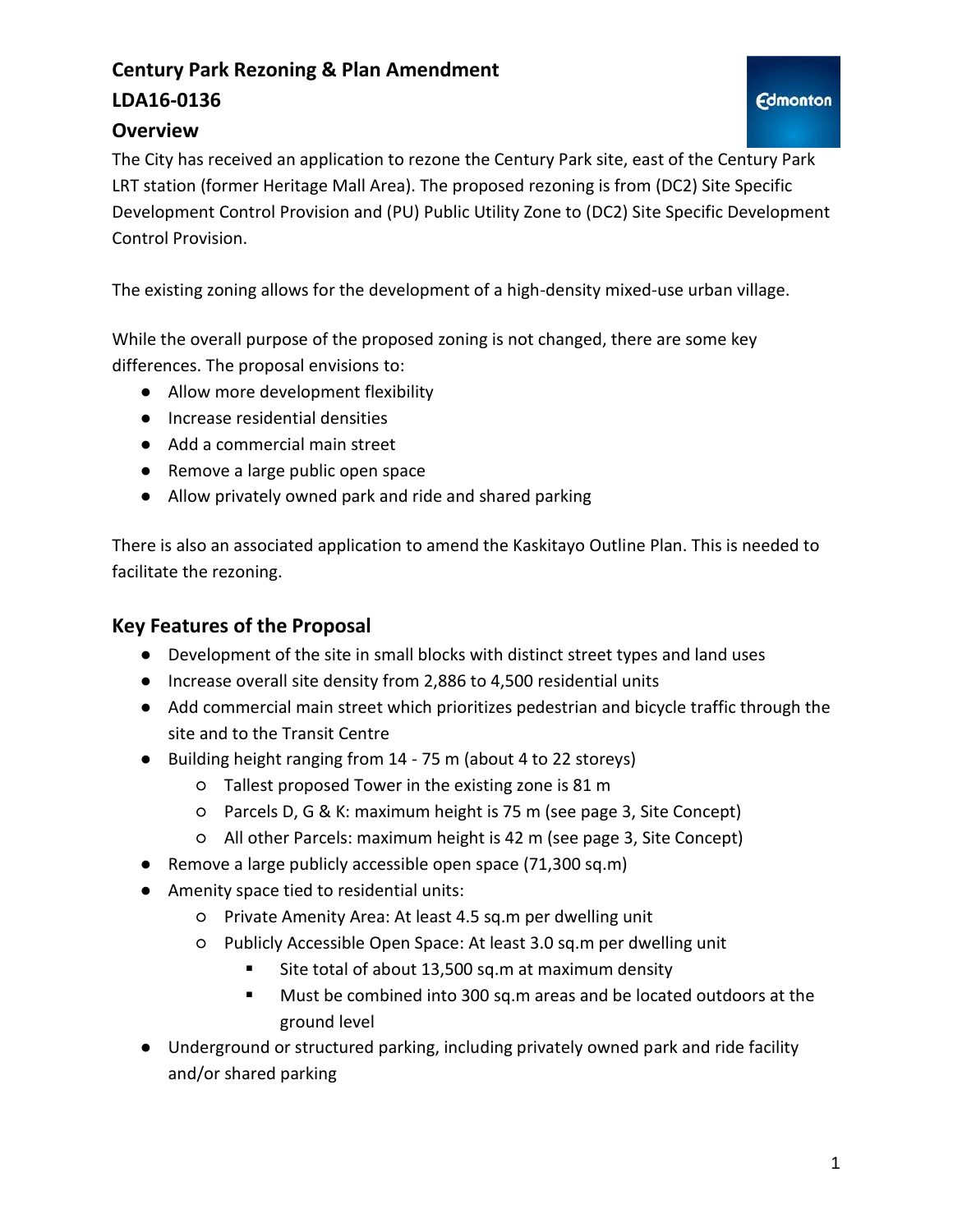# Century Park Rezoning & Plan Amendment

# LDA16-0136

## Overview

The City has received an application to rezone the Century Park site, east of the Century Park LRT station (former Heritage Mall Area). The proposed rezoning is from (DC2) Site Specific Development Control Provision and (PU) Public Utility Zone to (DC2) Site Specific Development Control Provision.

The existing zoning allows for the development of a high-density mixed-use urban village.

While the overall purpose of the proposed zoning is not changed, there are some key differences. The proposal envisions to:

- Allow more development flexibility
- Increase residential densities
- Add a commercial main street
- Remove a large public open space
- Allow privately owned park and ride and shared parking

There is also an associated application to amend the Kaskitayo Outline Plan. This is needed to facilitate the rezoning.

## Key Features of the Proposal

- Development of the site in small blocks with distinct street types and land uses
- Increase overall site density from 2,886 to 4,500 residential units
- Add commercial main street which prioritizes pedestrian and bicycle traffic through the site and to the Transit Centre
- Building height ranging from 14 - 75 m (about 4 to 22 storeys)
  - Tallest proposed Tower in the existing zone is 81 m
  - Parcels D, G & K: maximum height is 75 m (see page 3, Site Concept)
  - All other Parcels: maximum height is 42 m (see page 3, Site Concept)
- Remove a large publicly accessible open space (71,300 sq.m)
- Amenity space tied to residential units:
  - Private Amenity Area: At least 4.5 sq.m per dwelling unit
  - Publicly Accessible Open Space: At least 3.0 sq.m per dwelling unit
    - Site total of about 13,500 sq.m at maximum density
    - Must be combined into 300 sq.m areas and be located outdoors at the ground level
- Underground or structured parking, including privately owned park and ride facility and/or shared parking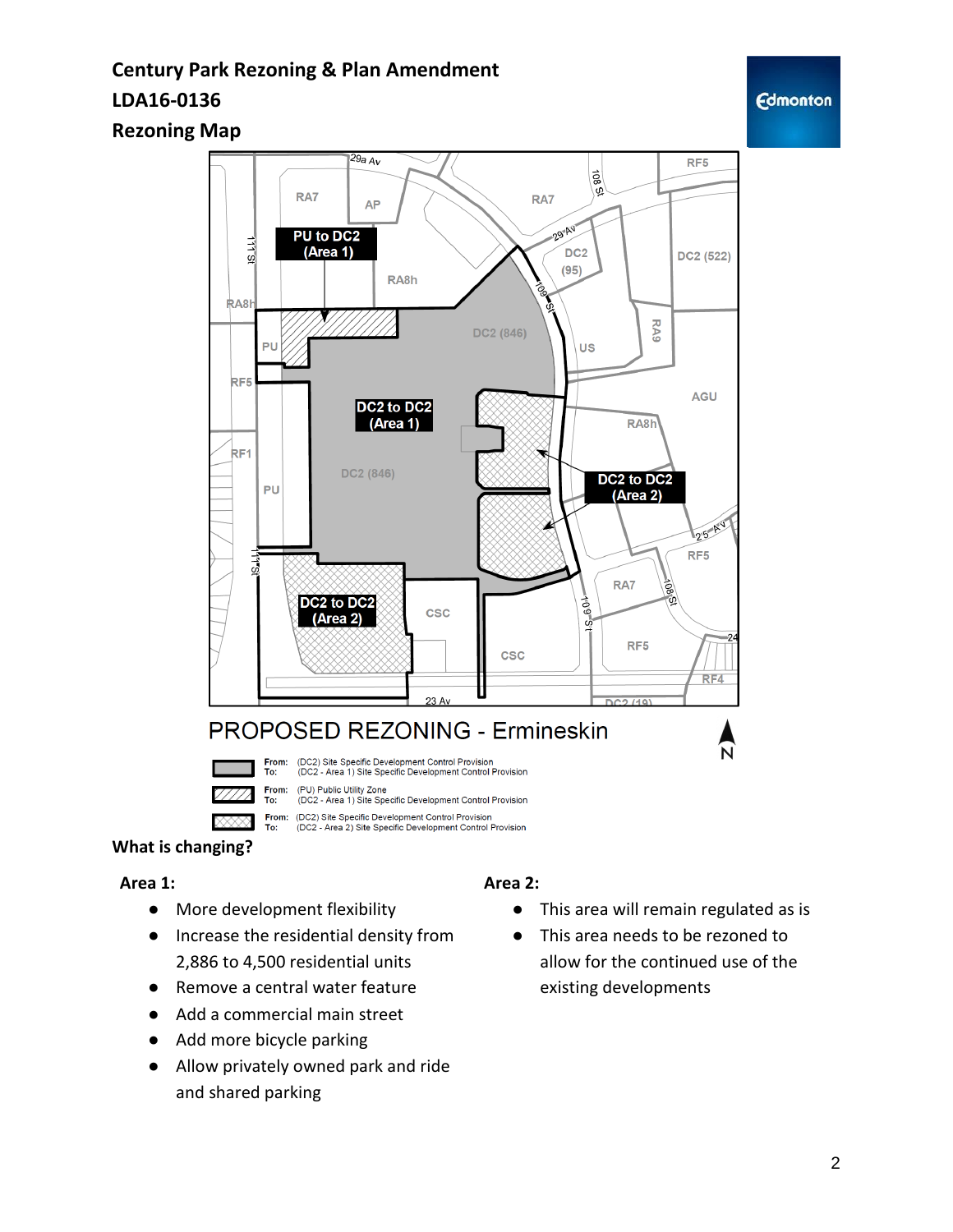# Century Park Rezoning & Plan Amendment

## LDA16-0136

## Rezoning Map

PROPOSED REZONING - Ermineskin

| Legend | |
|---|---|
| From: (DC2) Site Specific Development Control Provision | To: (DC2 - Area 1) Site Specific Development Control Provision |
| From: (PU) Public Utility Zone | To: (DC2 - Area 1) Site Specific Development Control Provision |
| From: (DC2) Site Specific Development Control Provision | To: (DC2 - Area 2) Site Specific Development Control Provision |

## What is changing?

### Area 1:

- More development flexibility
- Increase the residential density from 2,886 to 4,500 residential units
- Remove a central water feature
- Add a commercial main street
- Add more bicycle parking
- Allow privately owned park and ride and shared parking

### Area 2:

- This area will remain regulated as is
- This area needs to be rezoned to allow for the continued use of the existing developments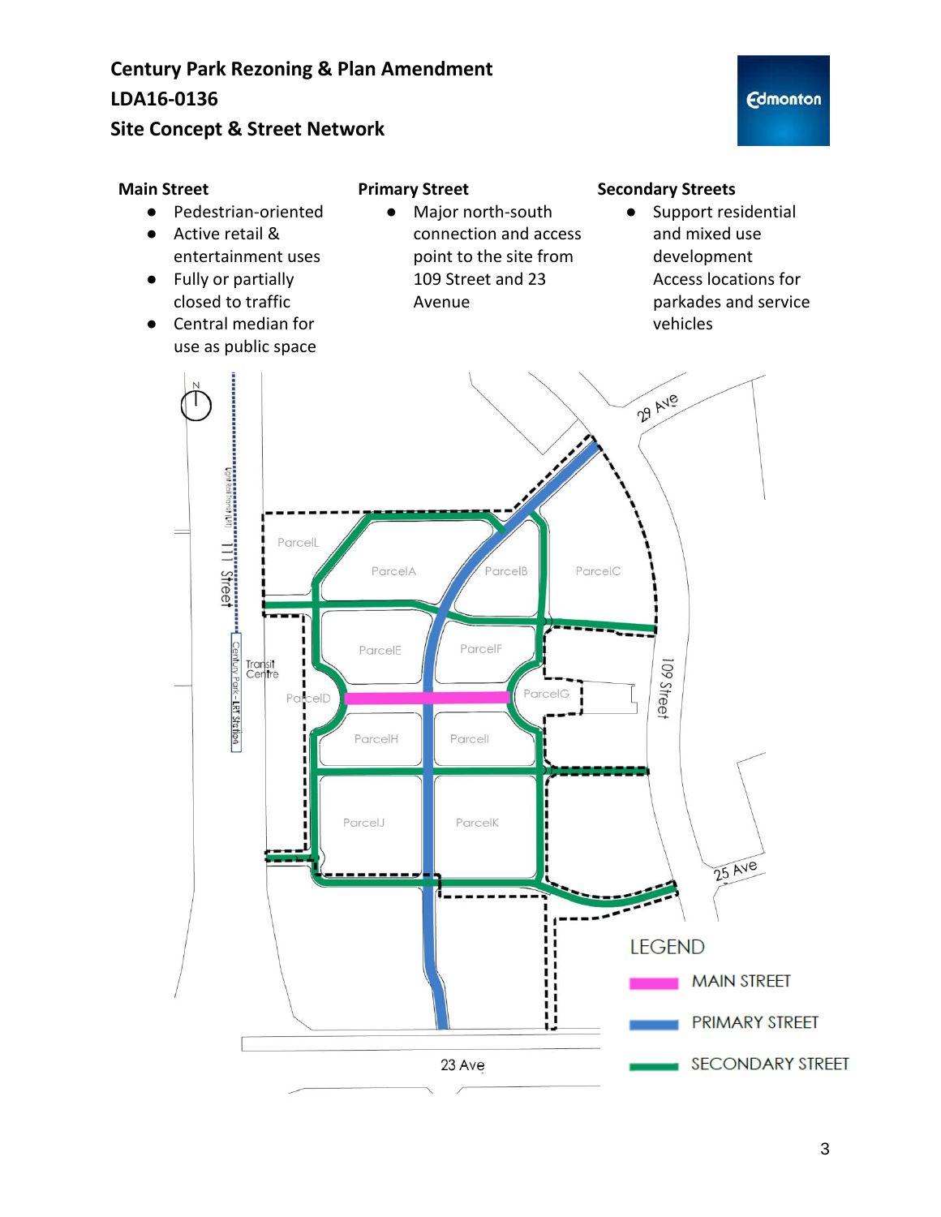# Century Park Rezoning & Plan Amendment
# LDA16-0136
# Site Concept & Street Network

**Main Street**

- Pedestrian-oriented
- Active retail & entertainment uses
- Fully or partially closed to traffic
- Central median for use as public space

**Primary Street**

- Major north-south connection and access point to the site from 109 Street and 23 Avenue

**Secondary Streets**

- Support residential and mixed use development
  Access locations for parkades and service vehicles

LEGEND

MAIN STREET

PRIMARY STREET

SECONDARY STREET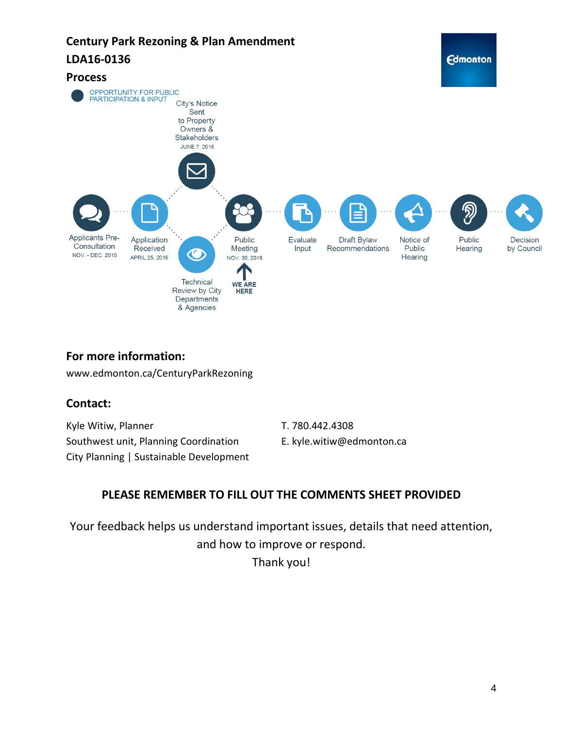## Century Park Rezoning & Plan Amendment

## LDA16-0136

## Process

OPPORTUNITY FOR PUBLIC PARTICIPATION & INPUT

- Applicants Pre-Consultation — NOV. - DEC. 2015
- Application Received — APRIL 25, 2016
- City's Notice Sent to Property Owners & Stakeholders — JUNE 7, 2016
- Technical Review by City Departments & Agencies
- Public Meeting — NOV. 30, 2016 — **WE ARE HERE**
- Evaluate Input
- Draft Bylaw Recommendations
- Notice of Public Hearing
- Public Hearing
- Decision by Council

### For more information:

www.edmonton.ca/CenturyParkRezoning

### Contact:

Kyle Witiw, Planner
Southwest unit, Planning Coordination
City Planning | Sustainable Development

T. 780.442.4308
E. kyle.witiw@edmonton.ca

**PLEASE REMEMBER TO FILL OUT THE COMMENTS SHEET PROVIDED**

Your feedback helps us understand important issues, details that need attention, and how to improve or respond.

Thank you!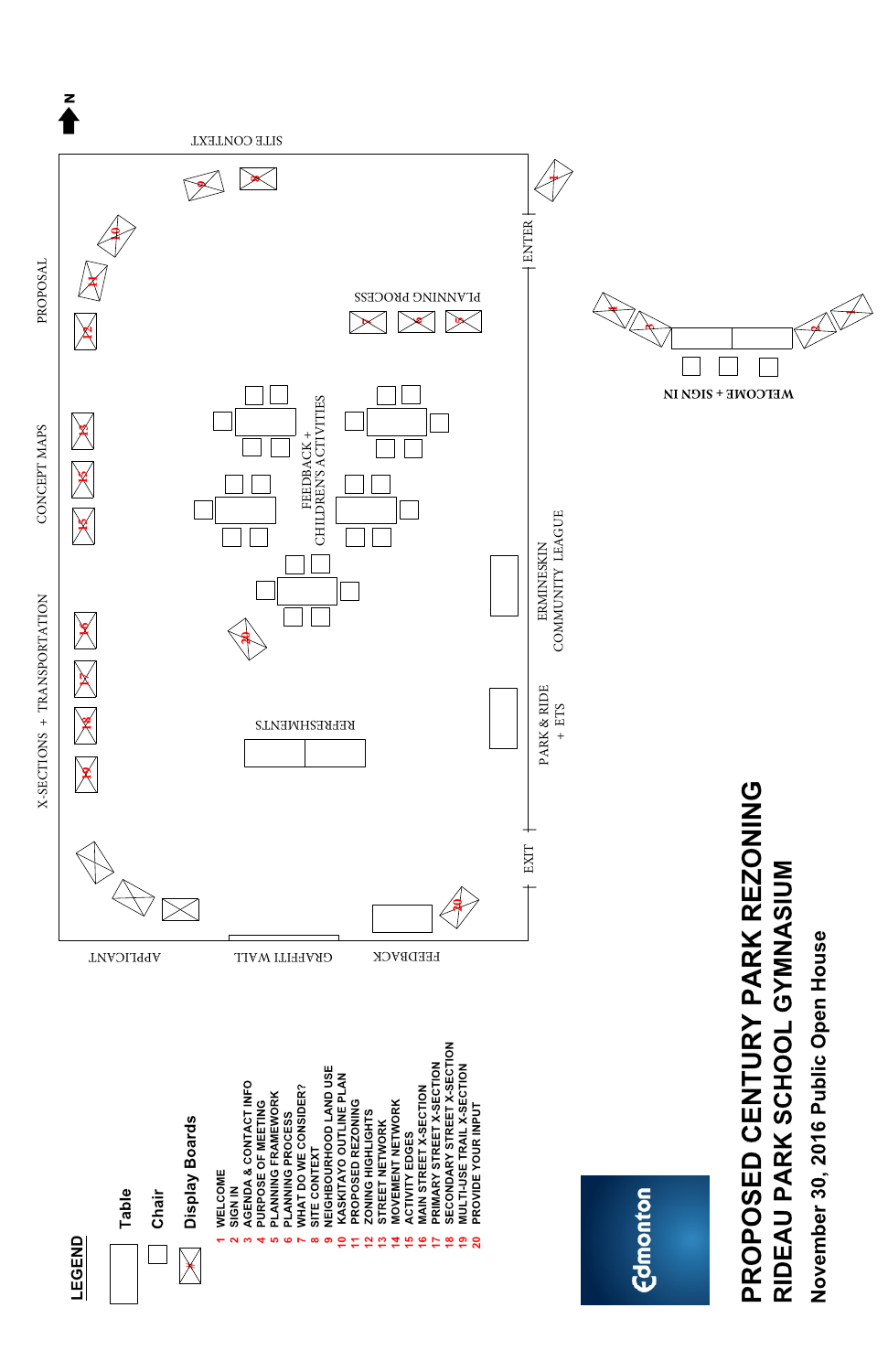# PROPOSED CENTURY PARK REZONING

## RIDEAU PARK SCHOOL GYMNASIUM

November 30, 2016 Public Open House

Edmonton

N

SITE CONTEXT

PROPOSAL

CONCEPT MAPS

X-SECTIONS + TRANSPORTATION

APPLICANT

GRAFFITI WALL

FEEDBACK

PLANNING PROCESS

FEEDBACK + CHILDREN'S ACTIVITIES

REFRESHMENTS

ERMINESKIN COMMUNITY LEAGUE

PARK & RIDE + ETS

ENTER

EXIT

WELCOME + SIGN IN

**LEGEND**

- Table
- Chair
- Display Boards

1. WELCOME
2. SIGN IN
3. AGENDA & CONTACT INFO
4. PURPOSE OF MEETING
5. PLANNING FRAMEWORK
6. PLANNING PROCESS
7. WHAT DO WE CONSIDER?
8. SITE CONTEXT
9. NEIGHBOURHOOD LAND USE
10. KASKITAYO OUTLINE PLAN
11. PROPOSED REZONING
12. ZONING HIGHLIGHTS
13. STREET NETWORK
14. MOVEMENT NETWORK
15. ACTIVITY EDGES
16. MAIN STREET X-SECTION
17. PRIMARY STREET X-SECTION
18. SECONDARY STREET X-SECTION
19. MULTI-USE TRAIL X-SECTION
20. PROVIDE YOUR INPUT